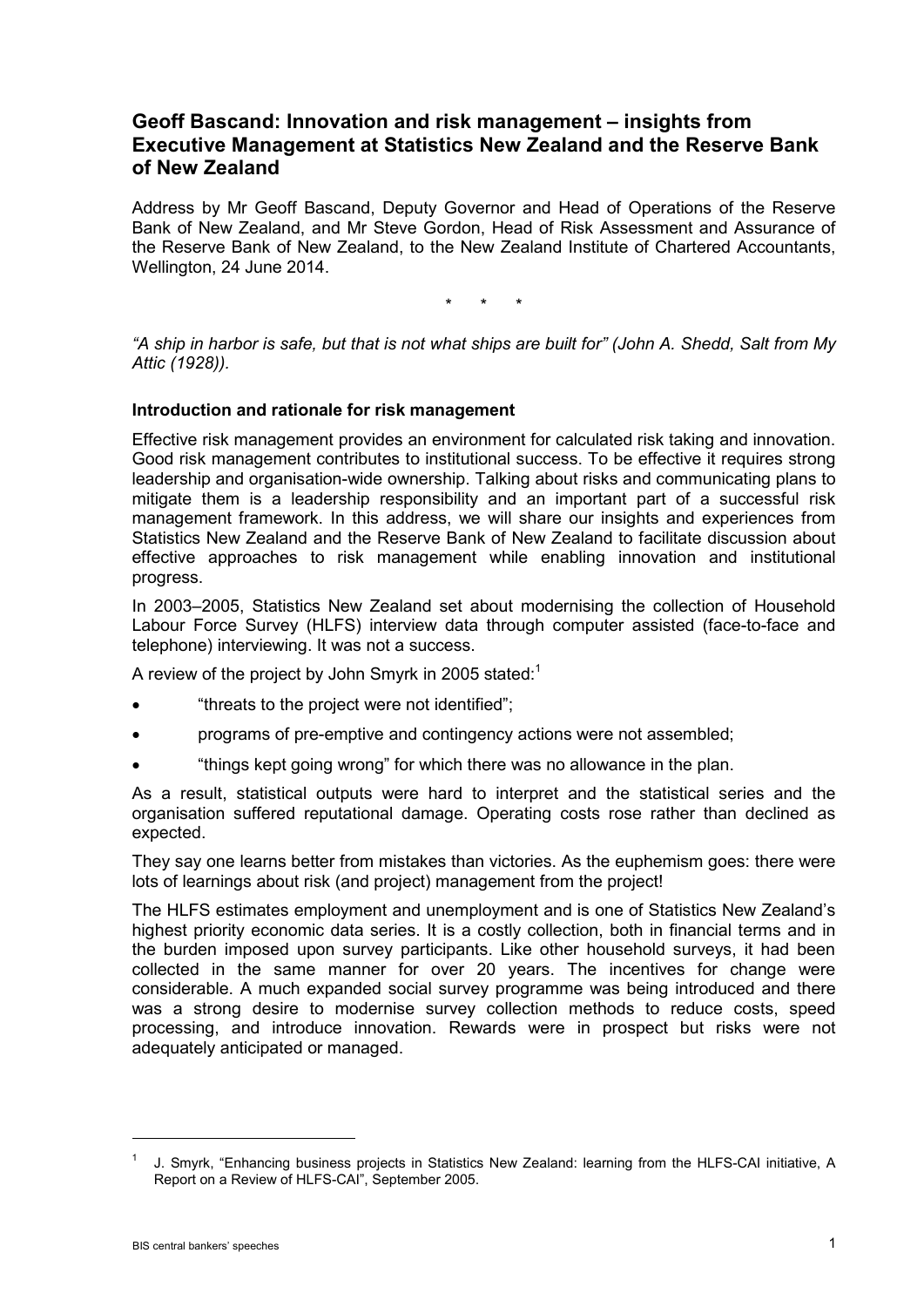# Geoff Bascand: Innovation and risk management – insights from Executive Management at Statistics New Zealand and the Reserve Bank of New Zealand

Address by Mr Geoff Bascand, Deputy Governor and Head of Operations of the Reserve Bank of New Zealand, and Mr Steve Gordon, Head of Risk Assessment and Assurance of the Reserve Bank of New Zealand, to the New Zealand Institute of Chartered Accountants, Wellington, 24 June 2014.

\* \* \*

*"A ship in harbor is safe, but that is not what ships are built for" (John A. Shedd, Salt from My Attic (1928)).*

### Introduction and rationale for risk management

Effective risk management provides an environment for calculated risk taking and innovation. Good risk management contributes to institutional success. To be effective it requires strong leadership and organisation-wide ownership. Talking about risks and communicating plans to mitigate them is a leadership responsibility and an important part of a successful risk management framework. In this address, we will share our insights and experiences from Statistics New Zealand and the Reserve Bank of New Zealand to facilitate discussion about effective approaches to risk management while enabling innovation and institutional progress.

In 2003–2005, Statistics New Zealand set about modernising the collection of Household Labour Force Survey (HLFS) interview data through computer assisted (face-to-face and telephone) interviewing. It was not a success.

A review of the project by John Smyrk in 2005 stated:[1]

- "threats to the project were not identified";
- programs of pre-emptive and contingency actions were not assembled;
- "things kept going wrong" for which there was no allowance in the plan.

As a result, statistical outputs were hard to interpret and the statistical series and the organisation suffered reputational damage. Operating costs rose rather than declined as expected.

They say one learns better from mistakes than victories. As the euphemism goes: there were lots of learnings about risk (and project) management from the project!

The HLFS estimates employment and unemployment and is one of Statistics New Zealand's highest priority economic data series. It is a costly collection, both in financial terms and in the burden imposed upon survey participants. Like other household surveys, it had been collected in the same manner for over 20 years. The incentives for change were considerable. A much expanded social survey programme was being introduced and there was a strong desire to modernise survey collection methods to reduce costs, speed processing, and introduce innovation. Rewards were in prospect but risks were not adequately anticipated or managed.

---

[1] J. Smyrk, "Enhancing business projects in Statistics New Zealand: learning from the HLFS-CAI initiative, A Report on a Review of HLFS-CAI", September 2005.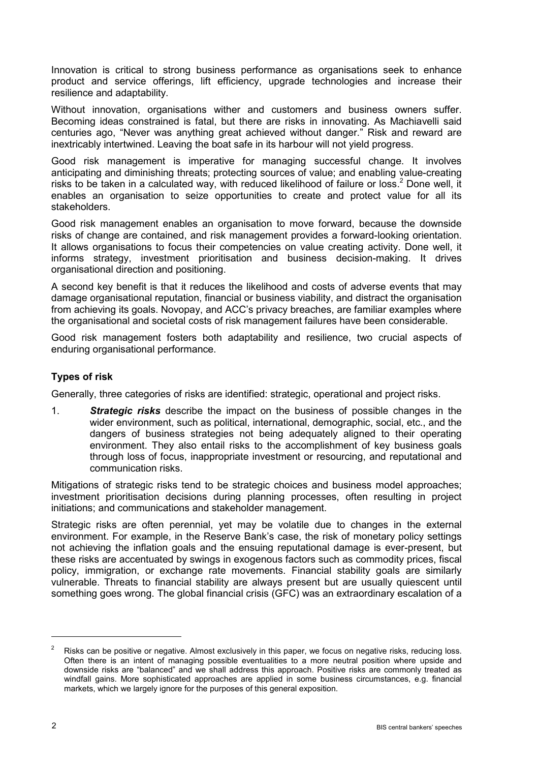Innovation is critical to strong business performance as organisations seek to enhance product and service offerings, lift efficiency, upgrade technologies and increase their resilience and adaptability.

Without innovation, organisations wither and customers and business owners suffer. Becoming ideas constrained is fatal, but there are risks in innovating. As Machiavelli said centuries ago, "Never was anything great achieved without danger." Risk and reward are inextricably intertwined. Leaving the boat safe in its harbour will not yield progress.

Good risk management is imperative for managing successful change. It involves anticipating and diminishing threats; protecting sources of value; and enabling value-creating risks to be taken in a calculated way, with reduced likelihood of failure or loss.[2] Done well, it enables an organisation to seize opportunities to create and protect value for all its stakeholders.

Good risk management enables an organisation to move forward, because the downside risks of change are contained, and risk management provides a forward-looking orientation. It allows organisations to focus their competencies on value creating activity. Done well, it informs strategy, investment prioritisation and business decision-making. It drives organisational direction and positioning.

A second key benefit is that it reduces the likelihood and costs of adverse events that may damage organisational reputation, financial or business viability, and distract the organisation from achieving its goals. Novopay, and ACC's privacy breaches, are familiar examples where the organisational and societal costs of risk management failures have been considerable.

Good risk management fosters both adaptability and resilience, two crucial aspects of enduring organisational performance.

### Types of risk

Generally, three categories of risks are identified: strategic, operational and project risks.

1. ***Strategic risks*** describe the impact on the business of possible changes in the wider environment, such as political, international, demographic, social, etc., and the dangers of business strategies not being adequately aligned to their operating environment. They also entail risks to the accomplishment of key business goals through loss of focus, inappropriate investment or resourcing, and reputational and communication risks.

Mitigations of strategic risks tend to be strategic choices and business model approaches; investment prioritisation decisions during planning processes, often resulting in project initiations; and communications and stakeholder management.

Strategic risks are often perennial, yet may be volatile due to changes in the external environment. For example, in the Reserve Bank's case, the risk of monetary policy settings not achieving the inflation goals and the ensuing reputational damage is ever-present, but these risks are accentuated by swings in exogenous factors such as commodity prices, fiscal policy, immigration, or exchange rate movements. Financial stability goals are similarly vulnerable. Threats to financial stability are always present but are usually quiescent until something goes wrong. The global financial crisis (GFC) was an extraordinary escalation of a

---

[2] Risks can be positive or negative. Almost exclusively in this paper, we focus on negative risks, reducing loss. Often there is an intent of managing possible eventualities to a more neutral position where upside and downside risks are "balanced" and we shall address this approach. Positive risks are commonly treated as windfall gains. More sophisticated approaches are applied in some business circumstances, e.g. financial markets, which we largely ignore for the purposes of this general exposition.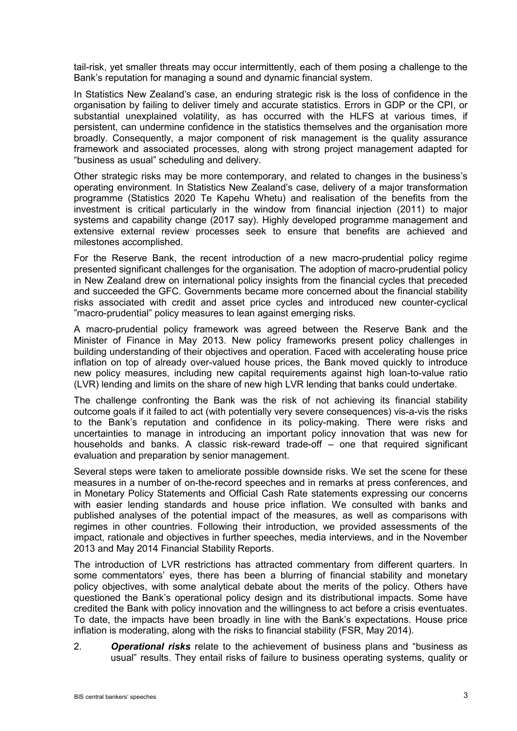tail-risk, yet smaller threats may occur intermittently, each of them posing a challenge to the Bank's reputation for managing a sound and dynamic financial system.

In Statistics New Zealand's case, an enduring strategic risk is the loss of confidence in the organisation by failing to deliver timely and accurate statistics. Errors in GDP or the CPI, or substantial unexplained volatility, as has occurred with the HLFS at various times, if persistent, can undermine confidence in the statistics themselves and the organisation more broadly. Consequently, a major component of risk management is the quality assurance framework and associated processes, along with strong project management adapted for "business as usual" scheduling and delivery.

Other strategic risks may be more contemporary, and related to changes in the business's operating environment. In Statistics New Zealand's case, delivery of a major transformation programme (Statistics 2020 Te Kapehu Whetu) and realisation of the benefits from the investment is critical particularly in the window from financial injection (2011) to major systems and capability change (2017 say). Highly developed programme management and extensive external review processes seek to ensure that benefits are achieved and milestones accomplished.

For the Reserve Bank, the recent introduction of a new macro-prudential policy regime presented significant challenges for the organisation. The adoption of macro-prudential policy in New Zealand drew on international policy insights from the financial cycles that preceded and succeeded the GFC. Governments became more concerned about the financial stability risks associated with credit and asset price cycles and introduced new counter-cyclical "macro-prudential" policy measures to lean against emerging risks.

A macro-prudential policy framework was agreed between the Reserve Bank and the Minister of Finance in May 2013. New policy frameworks present policy challenges in building understanding of their objectives and operation. Faced with accelerating house price inflation on top of already over-valued house prices, the Bank moved quickly to introduce new policy measures, including new capital requirements against high loan-to-value ratio (LVR) lending and limits on the share of new high LVR lending that banks could undertake.

The challenge confronting the Bank was the risk of not achieving its financial stability outcome goals if it failed to act (with potentially very severe consequences) vis-a-vis the risks to the Bank's reputation and confidence in its policy-making. There were risks and uncertainties to manage in introducing an important policy innovation that was new for households and banks. A classic risk-reward trade-off – one that required significant evaluation and preparation by senior management.

Several steps were taken to ameliorate possible downside risks. We set the scene for these measures in a number of on-the-record speeches and in remarks at press conferences, and in Monetary Policy Statements and Official Cash Rate statements expressing our concerns with easier lending standards and house price inflation. We consulted with banks and published analyses of the potential impact of the measures, as well as comparisons with regimes in other countries. Following their introduction, we provided assessments of the impact, rationale and objectives in further speeches, media interviews, and in the November 2013 and May 2014 Financial Stability Reports.

The introduction of LVR restrictions has attracted commentary from different quarters. In some commentators' eyes, there has been a blurring of financial stability and monetary policy objectives, with some analytical debate about the merits of the policy. Others have questioned the Bank's operational policy design and its distributional impacts. Some have credited the Bank with policy innovation and the willingness to act before a crisis eventuates. To date, the impacts have been broadly in line with the Bank's expectations. House price inflation is moderating, along with the risks to financial stability (FSR, May 2014).

2. ***Operational risks*** relate to the achievement of business plans and "business as usual" results. They entail risks of failure to business operating systems, quality or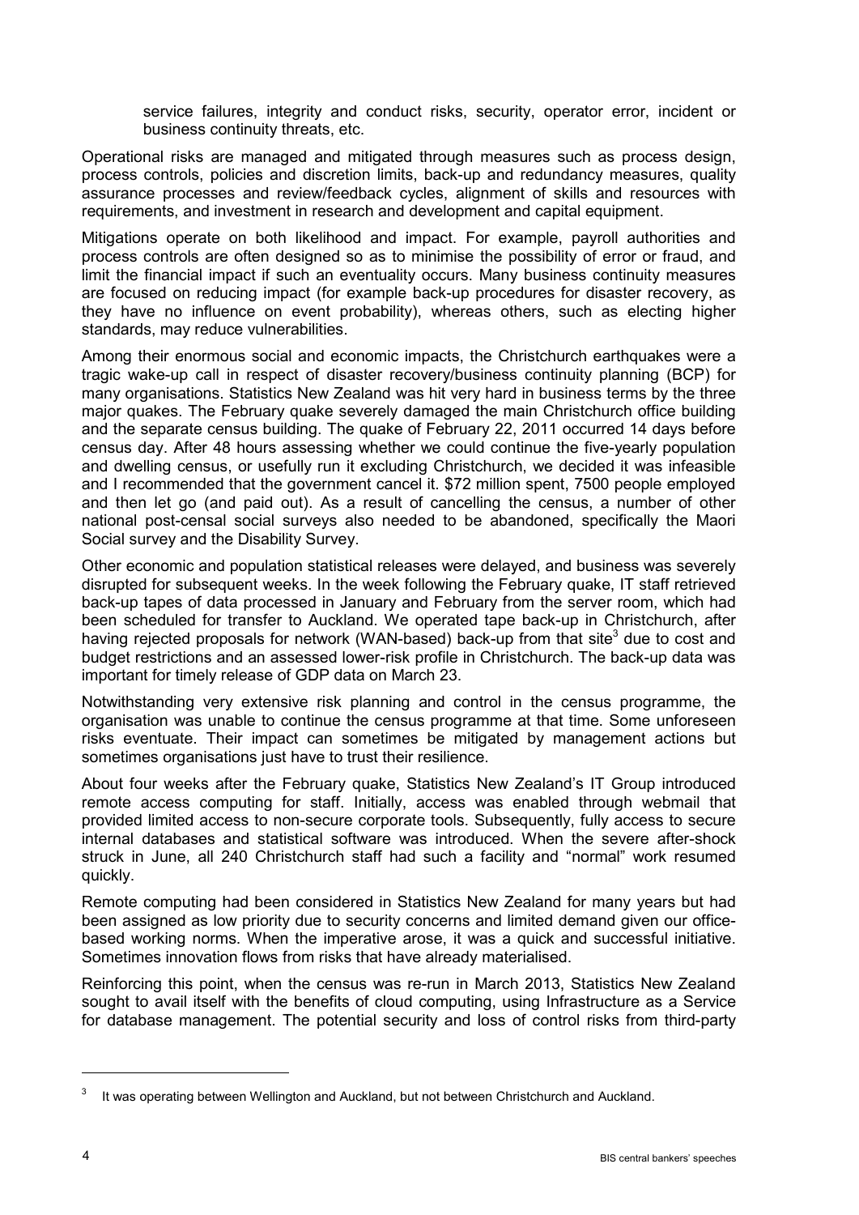service failures, integrity and conduct risks, security, operator error, incident or business continuity threats, etc.

Operational risks are managed and mitigated through measures such as process design, process controls, policies and discretion limits, back-up and redundancy measures, quality assurance processes and review/feedback cycles, alignment of skills and resources with requirements, and investment in research and development and capital equipment.

Mitigations operate on both likelihood and impact. For example, payroll authorities and process controls are often designed so as to minimise the possibility of error or fraud, and limit the financial impact if such an eventuality occurs. Many business continuity measures are focused on reducing impact (for example back-up procedures for disaster recovery, as they have no influence on event probability), whereas others, such as electing higher standards, may reduce vulnerabilities.

Among their enormous social and economic impacts, the Christchurch earthquakes were a tragic wake-up call in respect of disaster recovery/business continuity planning (BCP) for many organisations. Statistics New Zealand was hit very hard in business terms by the three major quakes. The February quake severely damaged the main Christchurch office building and the separate census building. The quake of February 22, 2011 occurred 14 days before census day. After 48 hours assessing whether we could continue the five-yearly population and dwelling census, or usefully run it excluding Christchurch, we decided it was infeasible and I recommended that the government cancel it. $72 million spent, 7500 people employed and then let go (and paid out). As a result of cancelling the census, a number of other national post-censal social surveys also needed to be abandoned, specifically the Maori Social survey and the Disability Survey.

Other economic and population statistical releases were delayed, and business was severely disrupted for subsequent weeks. In the week following the February quake, IT staff retrieved back-up tapes of data processed in January and February from the server room, which had been scheduled for transfer to Auckland. We operated tape back-up in Christchurch, after having rejected proposals for network (WAN-based) back-up from that site[3] due to cost and budget restrictions and an assessed lower-risk profile in Christchurch. The back-up data was important for timely release of GDP data on March 23.

Notwithstanding very extensive risk planning and control in the census programme, the organisation was unable to continue the census programme at that time. Some unforeseen risks eventuate. Their impact can sometimes be mitigated by management actions but sometimes organisations just have to trust their resilience.

About four weeks after the February quake, Statistics New Zealand's IT Group introduced remote access computing for staff. Initially, access was enabled through webmail that provided limited access to non-secure corporate tools. Subsequently, fully access to secure internal databases and statistical software was introduced. When the severe after-shock struck in June, all 240 Christchurch staff had such a facility and "normal" work resumed quickly.

Remote computing had been considered in Statistics New Zealand for many years but had been assigned as low priority due to security concerns and limited demand given our office-based working norms. When the imperative arose, it was a quick and successful initiative. Sometimes innovation flows from risks that have already materialised.

Reinforcing this point, when the census was re-run in March 2013, Statistics New Zealand sought to avail itself with the benefits of cloud computing, using Infrastructure as a Service for database management. The potential security and loss of control risks from third-party

---

[3] It was operating between Wellington and Auckland, but not between Christchurch and Auckland.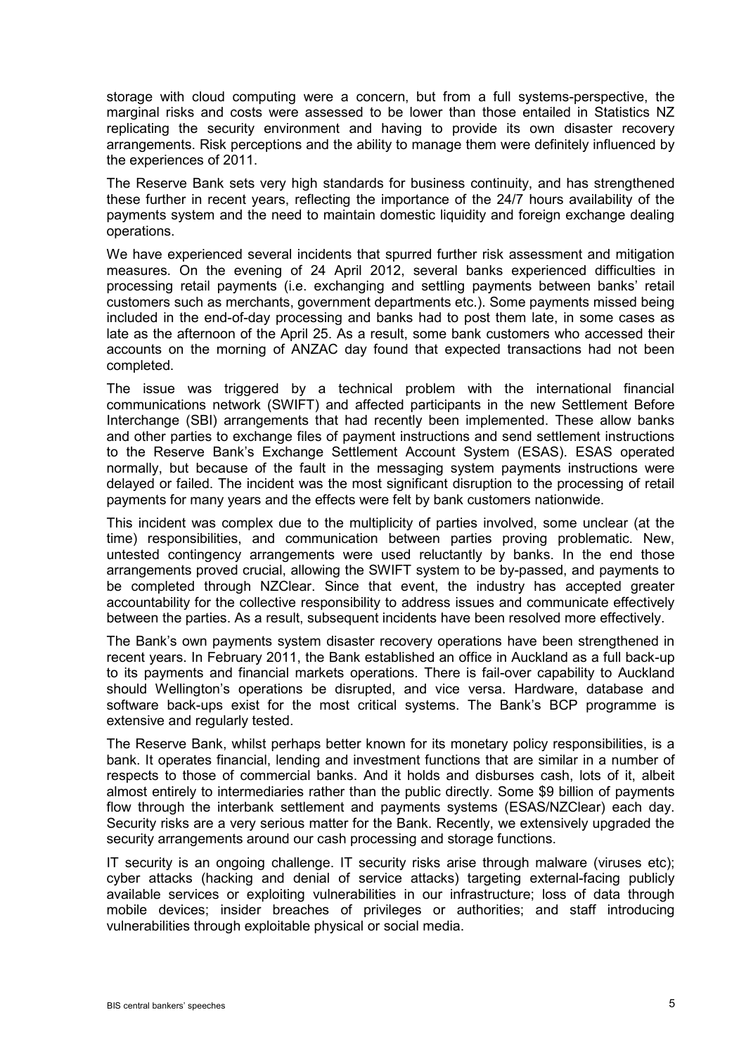storage with cloud computing were a concern, but from a full systems-perspective, the marginal risks and costs were assessed to be lower than those entailed in Statistics NZ replicating the security environment and having to provide its own disaster recovery arrangements. Risk perceptions and the ability to manage them were definitely influenced by the experiences of 2011.

The Reserve Bank sets very high standards for business continuity, and has strengthened these further in recent years, reflecting the importance of the 24/7 hours availability of the payments system and the need to maintain domestic liquidity and foreign exchange dealing operations.

We have experienced several incidents that spurred further risk assessment and mitigation measures. On the evening of 24 April 2012, several banks experienced difficulties in processing retail payments (i.e. exchanging and settling payments between banks' retail customers such as merchants, government departments etc.). Some payments missed being included in the end-of-day processing and banks had to post them late, in some cases as late as the afternoon of the April 25. As a result, some bank customers who accessed their accounts on the morning of ANZAC day found that expected transactions had not been completed.

The issue was triggered by a technical problem with the international financial communications network (SWIFT) and affected participants in the new Settlement Before Interchange (SBI) arrangements that had recently been implemented. These allow banks and other parties to exchange files of payment instructions and send settlement instructions to the Reserve Bank's Exchange Settlement Account System (ESAS). ESAS operated normally, but because of the fault in the messaging system payments instructions were delayed or failed. The incident was the most significant disruption to the processing of retail payments for many years and the effects were felt by bank customers nationwide.

This incident was complex due to the multiplicity of parties involved, some unclear (at the time) responsibilities, and communication between parties proving problematic. New, untested contingency arrangements were used reluctantly by banks. In the end those arrangements proved crucial, allowing the SWIFT system to be by-passed, and payments to be completed through NZClear. Since that event, the industry has accepted greater accountability for the collective responsibility to address issues and communicate effectively between the parties. As a result, subsequent incidents have been resolved more effectively.

The Bank's own payments system disaster recovery operations have been strengthened in recent years. In February 2011, the Bank established an office in Auckland as a full back-up to its payments and financial markets operations. There is fail-over capability to Auckland should Wellington's operations be disrupted, and vice versa. Hardware, database and software back-ups exist for the most critical systems. The Bank's BCP programme is extensive and regularly tested.

The Reserve Bank, whilst perhaps better known for its monetary policy responsibilities, is a bank. It operates financial, lending and investment functions that are similar in a number of respects to those of commercial banks. And it holds and disburses cash, lots of it, albeit almost entirely to intermediaries rather than the public directly. Some $9 billion of payments flow through the interbank settlement and payments systems (ESAS/NZClear) each day. Security risks are a very serious matter for the Bank. Recently, we extensively upgraded the security arrangements around our cash processing and storage functions.

IT security is an ongoing challenge. IT security risks arise through malware (viruses etc); cyber attacks (hacking and denial of service attacks) targeting external-facing publicly available services or exploiting vulnerabilities in our infrastructure; loss of data through mobile devices; insider breaches of privileges or authorities; and staff introducing vulnerabilities through exploitable physical or social media.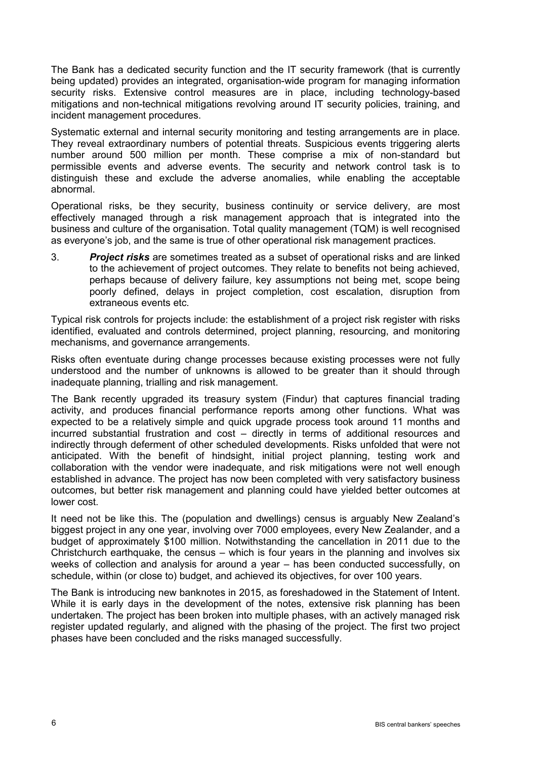The Bank has a dedicated security function and the IT security framework (that is currently being updated) provides an integrated, organisation-wide program for managing information security risks. Extensive control measures are in place, including technology-based mitigations and non-technical mitigations revolving around IT security policies, training, and incident management procedures.

Systematic external and internal security monitoring and testing arrangements are in place. They reveal extraordinary numbers of potential threats. Suspicious events triggering alerts number around 500 million per month. These comprise a mix of non-standard but permissible events and adverse events. The security and network control task is to distinguish these and exclude the adverse anomalies, while enabling the acceptable abnormal.

Operational risks, be they security, business continuity or service delivery, are most effectively managed through a risk management approach that is integrated into the business and culture of the organisation. Total quality management (TQM) is well recognised as everyone's job, and the same is true of other operational risk management practices.

3. ***Project risks*** are sometimes treated as a subset of operational risks and are linked to the achievement of project outcomes. They relate to benefits not being achieved, perhaps because of delivery failure, key assumptions not being met, scope being poorly defined, delays in project completion, cost escalation, disruption from extraneous events etc.

Typical risk controls for projects include: the establishment of a project risk register with risks identified, evaluated and controls determined, project planning, resourcing, and monitoring mechanisms, and governance arrangements.

Risks often eventuate during change processes because existing processes were not fully understood and the number of unknowns is allowed to be greater than it should through inadequate planning, trialling and risk management.

The Bank recently upgraded its treasury system (Findur) that captures financial trading activity, and produces financial performance reports among other functions. What was expected to be a relatively simple and quick upgrade process took around 11 months and incurred substantial frustration and cost – directly in terms of additional resources and indirectly through deferment of other scheduled developments. Risks unfolded that were not anticipated. With the benefit of hindsight, initial project planning, testing work and collaboration with the vendor were inadequate, and risk mitigations were not well enough established in advance. The project has now been completed with very satisfactory business outcomes, but better risk management and planning could have yielded better outcomes at lower cost.

It need not be like this. The (population and dwellings) census is arguably New Zealand's biggest project in any one year, involving over 7000 employees, every New Zealander, and a budget of approximately $100 million. Notwithstanding the cancellation in 2011 due to the Christchurch earthquake, the census – which is four years in the planning and involves six weeks of collection and analysis for around a year – has been conducted successfully, on schedule, within (or close to) budget, and achieved its objectives, for over 100 years.

The Bank is introducing new banknotes in 2015, as foreshadowed in the Statement of Intent. While it is early days in the development of the notes, extensive risk planning has been undertaken. The project has been broken into multiple phases, with an actively managed risk register updated regularly, and aligned with the phasing of the project. The first two project phases have been concluded and the risks managed successfully.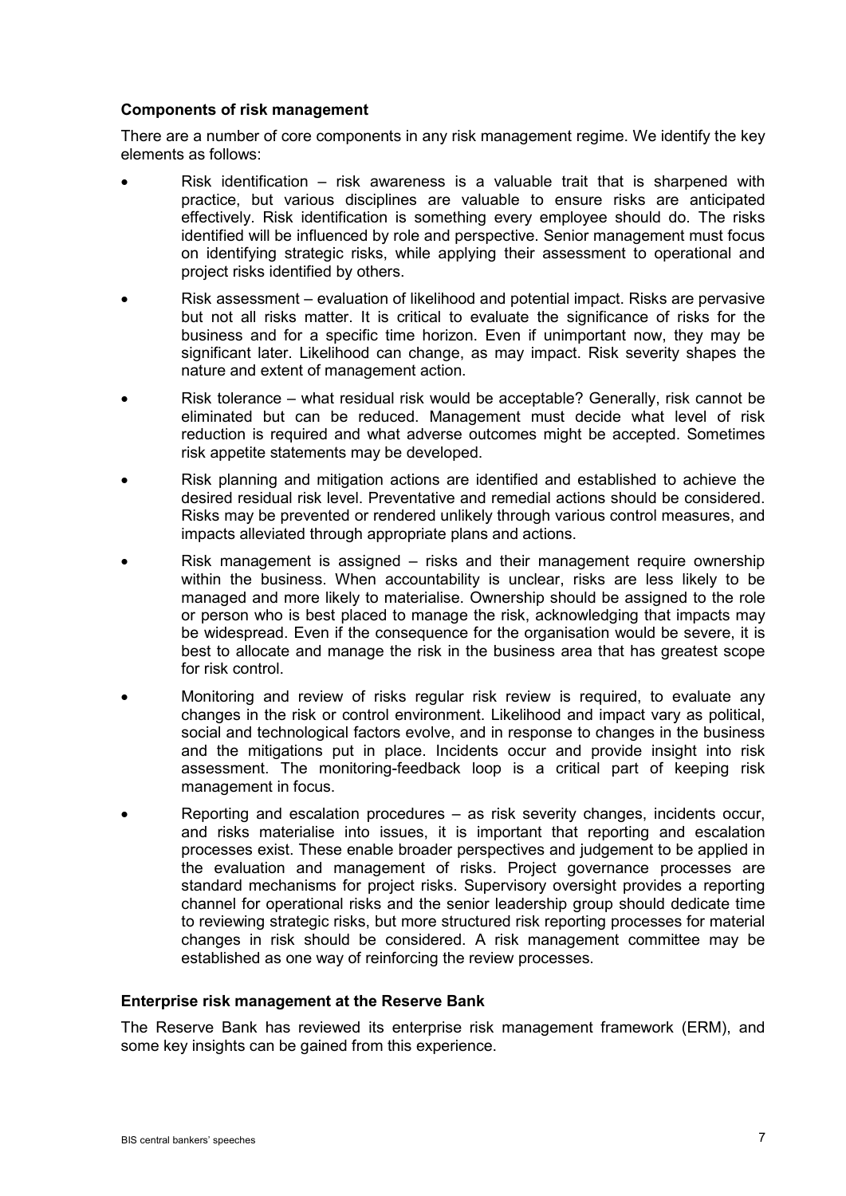### Components of risk management

There are a number of core components in any risk management regime. We identify the key elements as follows:

- Risk identification – risk awareness is a valuable trait that is sharpened with practice, but various disciplines are valuable to ensure risks are anticipated effectively. Risk identification is something every employee should do. The risks identified will be influenced by role and perspective. Senior management must focus on identifying strategic risks, while applying their assessment to operational and project risks identified by others.
- Risk assessment – evaluation of likelihood and potential impact. Risks are pervasive but not all risks matter. It is critical to evaluate the significance of risks for the business and for a specific time horizon. Even if unimportant now, they may be significant later. Likelihood can change, as may impact. Risk severity shapes the nature and extent of management action.
- Risk tolerance – what residual risk would be acceptable? Generally, risk cannot be eliminated but can be reduced. Management must decide what level of risk reduction is required and what adverse outcomes might be accepted. Sometimes risk appetite statements may be developed.
- Risk planning and mitigation actions are identified and established to achieve the desired residual risk level. Preventative and remedial actions should be considered. Risks may be prevented or rendered unlikely through various control measures, and impacts alleviated through appropriate plans and actions.
- Risk management is assigned – risks and their management require ownership within the business. When accountability is unclear, risks are less likely to be managed and more likely to materialise. Ownership should be assigned to the role or person who is best placed to manage the risk, acknowledging that impacts may be widespread. Even if the consequence for the organisation would be severe, it is best to allocate and manage the risk in the business area that has greatest scope for risk control.
- Monitoring and review of risks regular risk review is required, to evaluate any changes in the risk or control environment. Likelihood and impact vary as political, social and technological factors evolve, and in response to changes in the business and the mitigations put in place. Incidents occur and provide insight into risk assessment. The monitoring-feedback loop is a critical part of keeping risk management in focus.
- Reporting and escalation procedures – as risk severity changes, incidents occur, and risks materialise into issues, it is important that reporting and escalation processes exist. These enable broader perspectives and judgement to be applied in the evaluation and management of risks. Project governance processes are standard mechanisms for project risks. Supervisory oversight provides a reporting channel for operational risks and the senior leadership group should dedicate time to reviewing strategic risks, but more structured risk reporting processes for material changes in risk should be considered. A risk management committee may be established as one way of reinforcing the review processes.

### Enterprise risk management at the Reserve Bank

The Reserve Bank has reviewed its enterprise risk management framework (ERM), and some key insights can be gained from this experience.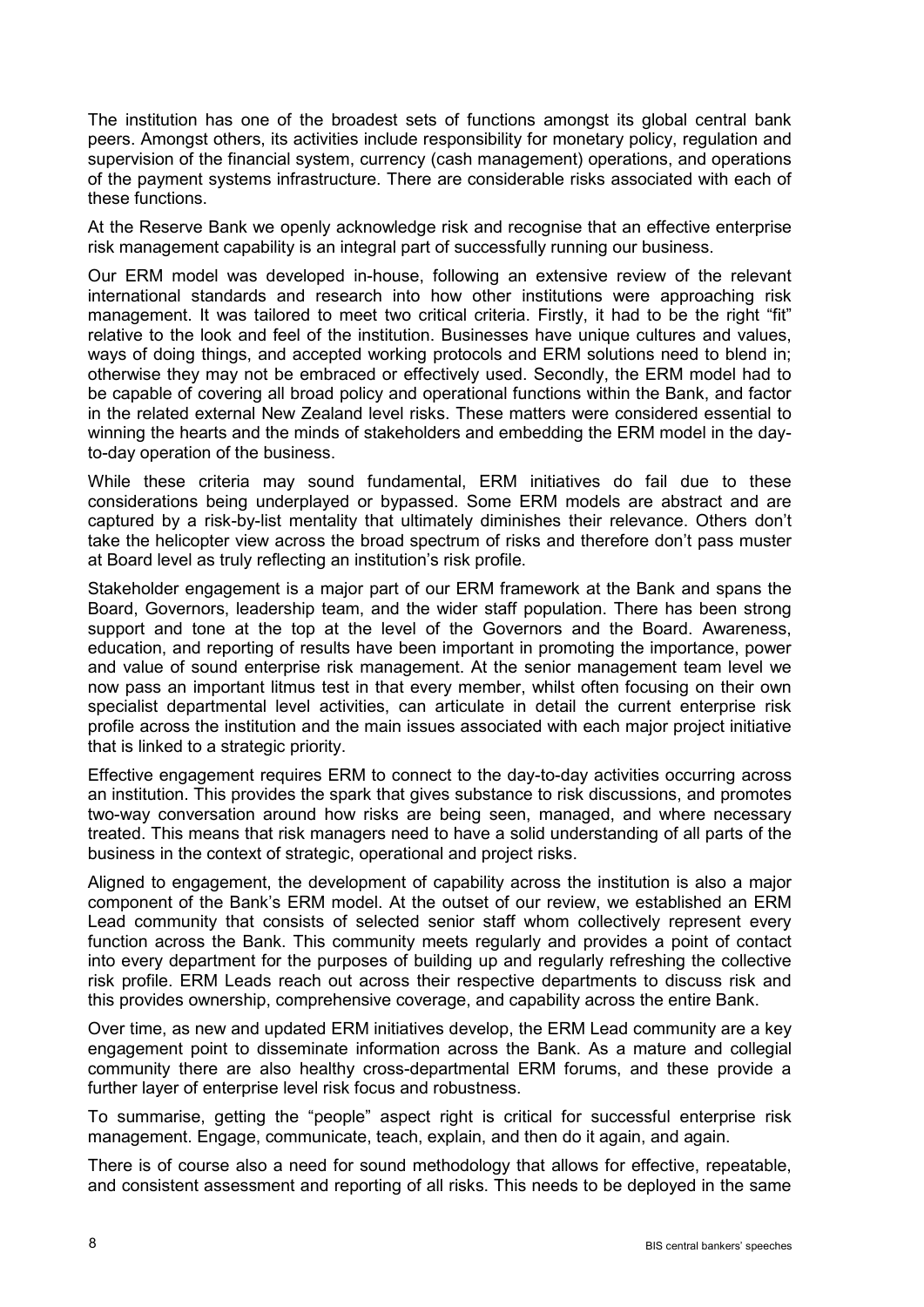The institution has one of the broadest sets of functions amongst its global central bank peers. Amongst others, its activities include responsibility for monetary policy, regulation and supervision of the financial system, currency (cash management) operations, and operations of the payment systems infrastructure. There are considerable risks associated with each of these functions.

At the Reserve Bank we openly acknowledge risk and recognise that an effective enterprise risk management capability is an integral part of successfully running our business.

Our ERM model was developed in-house, following an extensive review of the relevant international standards and research into how other institutions were approaching risk management. It was tailored to meet two critical criteria. Firstly, it had to be the right "fit" relative to the look and feel of the institution. Businesses have unique cultures and values, ways of doing things, and accepted working protocols and ERM solutions need to blend in; otherwise they may not be embraced or effectively used. Secondly, the ERM model had to be capable of covering all broad policy and operational functions within the Bank, and factor in the related external New Zealand level risks. These matters were considered essential to winning the hearts and the minds of stakeholders and embedding the ERM model in the day-to-day operation of the business.

While these criteria may sound fundamental, ERM initiatives do fail due to these considerations being underplayed or bypassed. Some ERM models are abstract and are captured by a risk-by-list mentality that ultimately diminishes their relevance. Others don't take the helicopter view across the broad spectrum of risks and therefore don't pass muster at Board level as truly reflecting an institution's risk profile.

Stakeholder engagement is a major part of our ERM framework at the Bank and spans the Board, Governors, leadership team, and the wider staff population. There has been strong support and tone at the top at the level of the Governors and the Board. Awareness, education, and reporting of results have been important in promoting the importance, power and value of sound enterprise risk management. At the senior management team level we now pass an important litmus test in that every member, whilst often focusing on their own specialist departmental level activities, can articulate in detail the current enterprise risk profile across the institution and the main issues associated with each major project initiative that is linked to a strategic priority.

Effective engagement requires ERM to connect to the day-to-day activities occurring across an institution. This provides the spark that gives substance to risk discussions, and promotes two-way conversation around how risks are being seen, managed, and where necessary treated. This means that risk managers need to have a solid understanding of all parts of the business in the context of strategic, operational and project risks.

Aligned to engagement, the development of capability across the institution is also a major component of the Bank's ERM model. At the outset of our review, we established an ERM Lead community that consists of selected senior staff whom collectively represent every function across the Bank. This community meets regularly and provides a point of contact into every department for the purposes of building up and regularly refreshing the collective risk profile. ERM Leads reach out across their respective departments to discuss risk and this provides ownership, comprehensive coverage, and capability across the entire Bank.

Over time, as new and updated ERM initiatives develop, the ERM Lead community are a key engagement point to disseminate information across the Bank. As a mature and collegial community there are also healthy cross-departmental ERM forums, and these provide a further layer of enterprise level risk focus and robustness.

To summarise, getting the "people" aspect right is critical for successful enterprise risk management. Engage, communicate, teach, explain, and then do it again, and again.

There is of course also a need for sound methodology that allows for effective, repeatable, and consistent assessment and reporting of all risks. This needs to be deployed in the same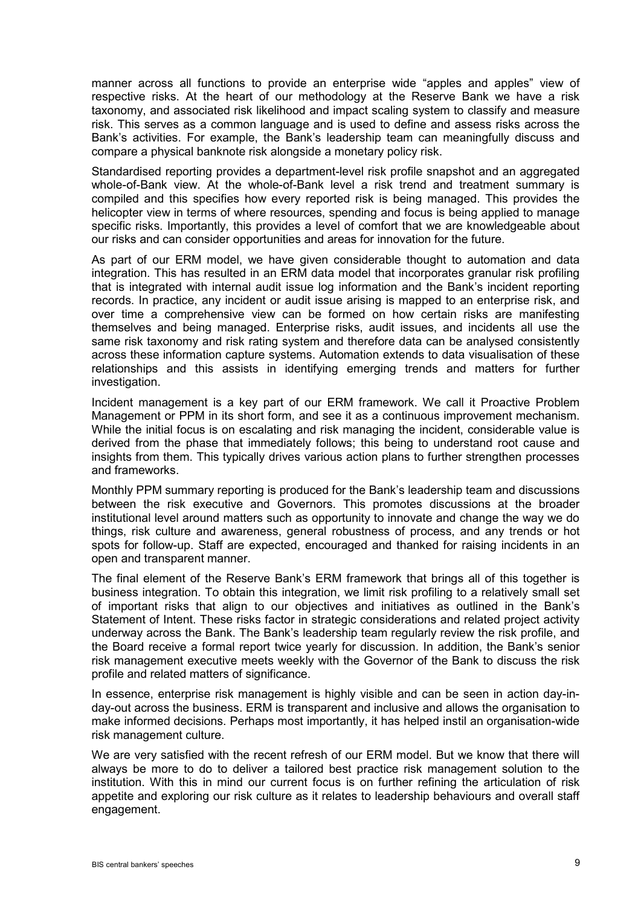manner across all functions to provide an enterprise wide "apples and apples" view of respective risks. At the heart of our methodology at the Reserve Bank we have a risk taxonomy, and associated risk likelihood and impact scaling system to classify and measure risk. This serves as a common language and is used to define and assess risks across the Bank's activities. For example, the Bank's leadership team can meaningfully discuss and compare a physical banknote risk alongside a monetary policy risk.

Standardised reporting provides a department-level risk profile snapshot and an aggregated whole-of-Bank view. At the whole-of-Bank level a risk trend and treatment summary is compiled and this specifies how every reported risk is being managed. This provides the helicopter view in terms of where resources, spending and focus is being applied to manage specific risks. Importantly, this provides a level of comfort that we are knowledgeable about our risks and can consider opportunities and areas for innovation for the future.

As part of our ERM model, we have given considerable thought to automation and data integration. This has resulted in an ERM data model that incorporates granular risk profiling that is integrated with internal audit issue log information and the Bank's incident reporting records. In practice, any incident or audit issue arising is mapped to an enterprise risk, and over time a comprehensive view can be formed on how certain risks are manifesting themselves and being managed. Enterprise risks, audit issues, and incidents all use the same risk taxonomy and risk rating system and therefore data can be analysed consistently across these information capture systems. Automation extends to data visualisation of these relationships and this assists in identifying emerging trends and matters for further investigation.

Incident management is a key part of our ERM framework. We call it Proactive Problem Management or PPM in its short form, and see it as a continuous improvement mechanism. While the initial focus is on escalating and risk managing the incident, considerable value is derived from the phase that immediately follows; this being to understand root cause and insights from them. This typically drives various action plans to further strengthen processes and frameworks.

Monthly PPM summary reporting is produced for the Bank's leadership team and discussions between the risk executive and Governors. This promotes discussions at the broader institutional level around matters such as opportunity to innovate and change the way we do things, risk culture and awareness, general robustness of process, and any trends or hot spots for follow-up. Staff are expected, encouraged and thanked for raising incidents in an open and transparent manner.

The final element of the Reserve Bank's ERM framework that brings all of this together is business integration. To obtain this integration, we limit risk profiling to a relatively small set of important risks that align to our objectives and initiatives as outlined in the Bank's Statement of Intent. These risks factor in strategic considerations and related project activity underway across the Bank. The Bank's leadership team regularly review the risk profile, and the Board receive a formal report twice yearly for discussion. In addition, the Bank's senior risk management executive meets weekly with the Governor of the Bank to discuss the risk profile and related matters of significance.

In essence, enterprise risk management is highly visible and can be seen in action day-in-day-out across the business. ERM is transparent and inclusive and allows the organisation to make informed decisions. Perhaps most importantly, it has helped instil an organisation-wide risk management culture.

We are very satisfied with the recent refresh of our ERM model. But we know that there will always be more to do to deliver a tailored best practice risk management solution to the institution. With this in mind our current focus is on further refining the articulation of risk appetite and exploring our risk culture as it relates to leadership behaviours and overall staff engagement.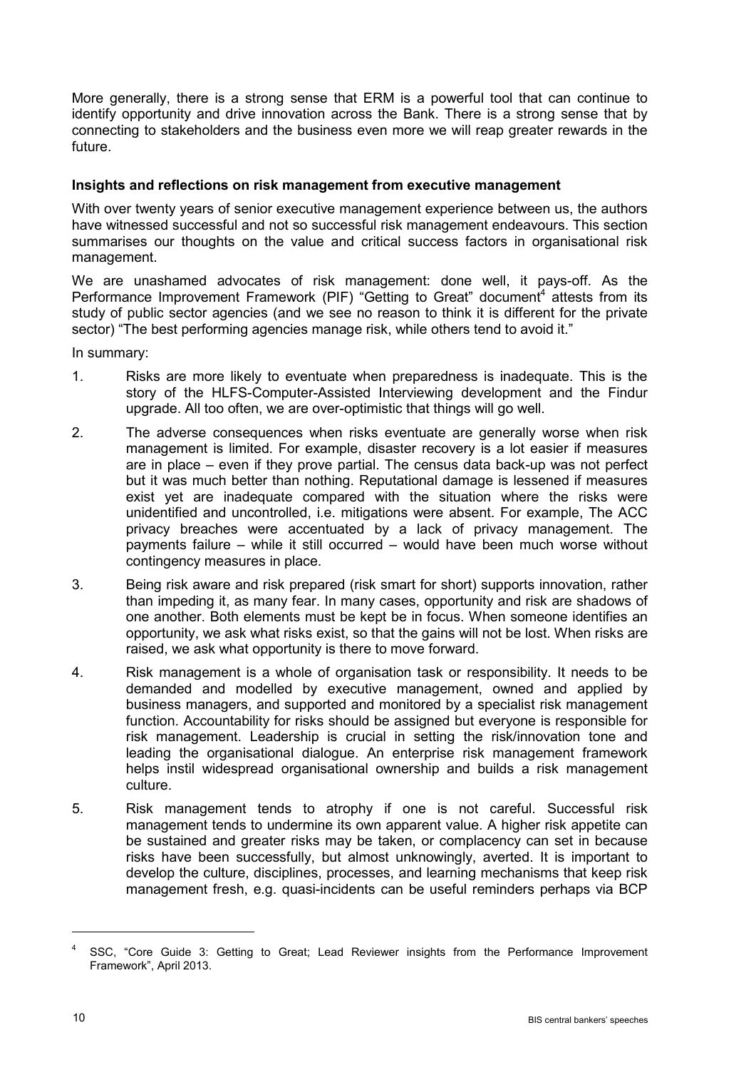More generally, there is a strong sense that ERM is a powerful tool that can continue to identify opportunity and drive innovation across the Bank. There is a strong sense that by connecting to stakeholders and the business even more we will reap greater rewards in the future.

**Insights and reflections on risk management from executive management**

With over twenty years of senior executive management experience between us, the authors have witnessed successful and not so successful risk management endeavours. This section summarises our thoughts on the value and critical success factors in organisational risk management.

We are unashamed advocates of risk management: done well, it pays-off. As the Performance Improvement Framework (PIF) "Getting to Great" document[4] attests from its study of public sector agencies (and we see no reason to think it is different for the private sector) "The best performing agencies manage risk, while others tend to avoid it."

In summary:

1. Risks are more likely to eventuate when preparedness is inadequate. This is the story of the HLFS-Computer-Assisted Interviewing development and the Findur upgrade. All too often, we are over-optimistic that things will go well.
2. The adverse consequences when risks eventuate are generally worse when risk management is limited. For example, disaster recovery is a lot easier if measures are in place – even if they prove partial. The census data back-up was not perfect but it was much better than nothing. Reputational damage is lessened if measures exist yet are inadequate compared with the situation where the risks were unidentified and uncontrolled, i.e. mitigations were absent. For example, The ACC privacy breaches were accentuated by a lack of privacy management. The payments failure – while it still occurred – would have been much worse without contingency measures in place.
3. Being risk aware and risk prepared (risk smart for short) supports innovation, rather than impeding it, as many fear. In many cases, opportunity and risk are shadows of one another. Both elements must be kept be in focus. When someone identifies an opportunity, we ask what risks exist, so that the gains will not be lost. When risks are raised, we ask what opportunity is there to move forward.
4. Risk management is a whole of organisation task or responsibility. It needs to be demanded and modelled by executive management, owned and applied by business managers, and supported and monitored by a specialist risk management function. Accountability for risks should be assigned but everyone is responsible for risk management. Leadership is crucial in setting the risk/innovation tone and leading the organisational dialogue. An enterprise risk management framework helps instil widespread organisational ownership and builds a risk management culture.
5. Risk management tends to atrophy if one is not careful. Successful risk management tends to undermine its own apparent value. A higher risk appetite can be sustained and greater risks may be taken, or complacency can set in because risks have been successfully, but almost unknowingly, averted. It is important to develop the culture, disciplines, processes, and learning mechanisms that keep risk management fresh, e.g. quasi-incidents can be useful reminders perhaps via BCP

[4] SSC, "Core Guide 3: Getting to Great; Lead Reviewer insights from the Performance Improvement Framework", April 2013.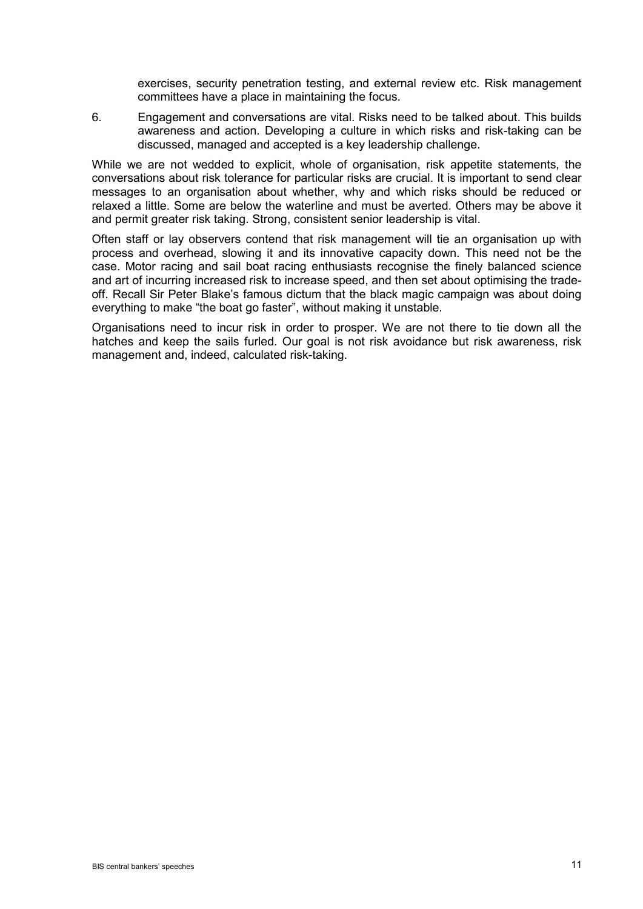exercises, security penetration testing, and external review etc. Risk management committees have a place in maintaining the focus.

6. Engagement and conversations are vital. Risks need to be talked about. This builds awareness and action. Developing a culture in which risks and risk-taking can be discussed, managed and accepted is a key leadership challenge.

While we are not wedded to explicit, whole of organisation, risk appetite statements, the conversations about risk tolerance for particular risks are crucial. It is important to send clear messages to an organisation about whether, why and which risks should be reduced or relaxed a little. Some are below the waterline and must be averted. Others may be above it and permit greater risk taking. Strong, consistent senior leadership is vital.

Often staff or lay observers contend that risk management will tie an organisation up with process and overhead, slowing it and its innovative capacity down. This need not be the case. Motor racing and sail boat racing enthusiasts recognise the finely balanced science and art of incurring increased risk to increase speed, and then set about optimising the trade-off. Recall Sir Peter Blake's famous dictum that the black magic campaign was about doing everything to make "the boat go faster", without making it unstable.

Organisations need to incur risk in order to prosper. We are not there to tie down all the hatches and keep the sails furled. Our goal is not risk avoidance but risk awareness, risk management and, indeed, calculated risk-taking.